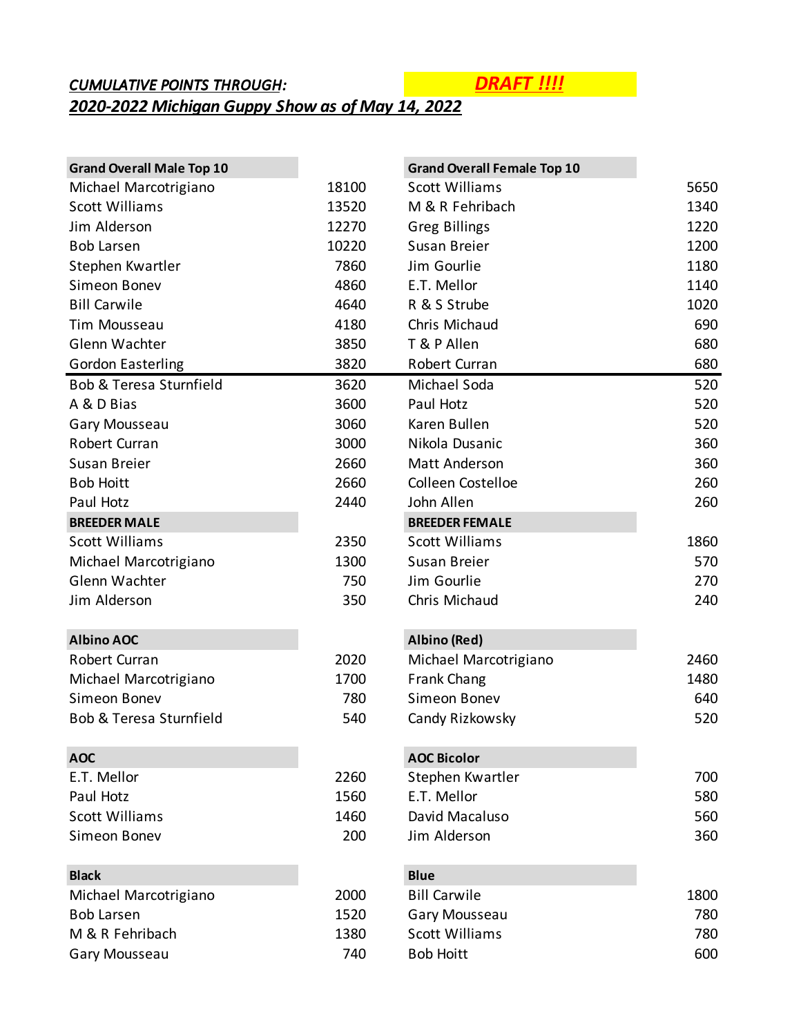***CUMULATIVE POINTS THROUGH:*** ***DRAFT !!!!***

***2020-2022 Michigan Guppy Show as of May 14, 2022***

| Grand Overall Male Top 10 | | Grand Overall Female Top 10 | |
|---|---|---|---|
| Michael Marcotrigiano | 18100 | Scott Williams | 5650 |
| Scott Williams | 13520 | M & R Fehribach | 1340 |
| Jim Alderson | 12270 | Greg Billings | 1220 |
| Bob Larsen | 10220 | Susan Breier | 1200 |
| Stephen Kwartler | 7860 | Jim Gourlie | 1180 |
| Simeon Bonev | 4860 | E.T. Mellor | 1140 |
| Bill Carwile | 4640 | R & S Strube | 1020 |
| Tim Mousseau | 4180 | Chris Michaud | 690 |
| Glenn Wachter | 3850 | T & P Allen | 680 |
| Gordon Easterling | 3820 | Robert Curran | 680 |
| Bob & Teresa Sturnfield | 3620 | Michael Soda | 520 |
| A & D Bias | 3600 | Paul Hotz | 520 |
| Gary Mousseau | 3060 | Karen Bullen | 520 |
| Robert Curran | 3000 | Nikola Dusanic | 360 |
| Susan Breier | 2660 | Matt Anderson | 360 |
| Bob Hoitt | 2660 | Colleen Costelloe | 260 |
| Paul Hotz | 2440 | John Allen | 260 |

| BREEDER MALE | | BREEDER FEMALE | |
|---|---|---|---|
| Scott Williams | 2350 | Scott Williams | 1860 |
| Michael Marcotrigiano | 1300 | Susan Breier | 570 |
| Glenn Wachter | 750 | Jim Gourlie | 270 |
| Jim Alderson | 350 | Chris Michaud | 240 |

| Albino AOC | | Albino (Red) | |
|---|---|---|---|
| Robert Curran | 2020 | Michael Marcotrigiano | 2460 |
| Michael Marcotrigiano | 1700 | Frank Chang | 1480 |
| Simeon Bonev | 780 | Simeon Bonev | 640 |
| Bob & Teresa Sturnfield | 540 | Candy Rizkowsky | 520 |

| AOC | | AOC Bicolor | |
|---|---|---|---|
| E.T. Mellor | 2260 | Stephen Kwartler | 700 |
| Paul Hotz | 1560 | E.T. Mellor | 580 |
| Scott Williams | 1460 | David Macaluso | 560 |
| Simeon Bonev | 200 | Jim Alderson | 360 |

| Black | | Blue | |
|---|---|---|---|
| Michael Marcotrigiano | 2000 | Bill Carwile | 1800 |
| Bob Larsen | 1520 | Gary Mousseau | 780 |
| M & R Fehribach | 1380 | Scott Williams | 780 |
| Gary Mousseau | 740 | Bob Hoitt | 600 |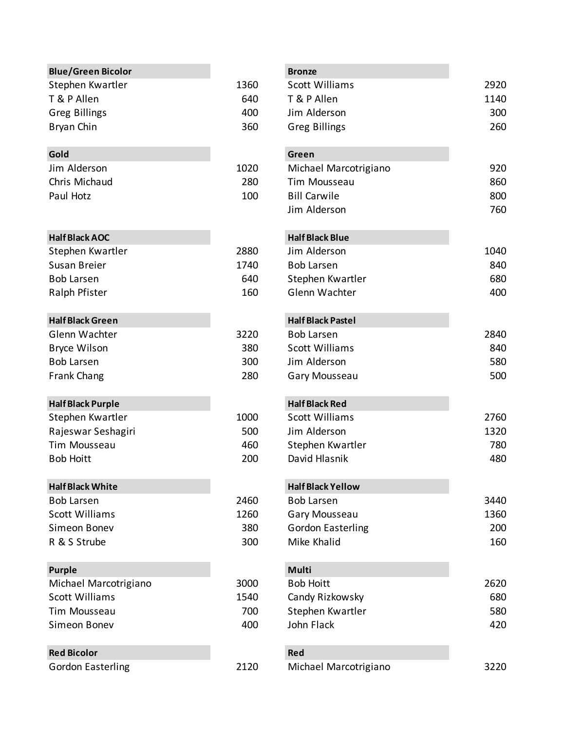| Blue/Green Bicolor | |
| --- | --- |
| Stephen Kwartler | 1360 |
| T & P Allen | 640 |
| Greg Billings | 400 |
| Bryan Chin | 360 |

| Bronze | |
| --- | --- |
| Scott Williams | 2920 |
| T & P Allen | 1140 |
| Jim Alderson | 300 |
| Greg Billings | 260 |

| Gold | |
| --- | --- |
| Jim Alderson | 1020 |
| Chris Michaud | 280 |
| Paul Hotz | 100 |

| Green | |
| --- | --- |
| Michael Marcotrigiano | 920 |
| Tim Mousseau | 860 |
| Bill Carwile | 800 |
| Jim Alderson | 760 |

| Half Black AOC | |
| --- | --- |
| Stephen Kwartler | 2880 |
| Susan Breier | 1740 |
| Bob Larsen | 640 |
| Ralph Pfister | 160 |

| Half Black Blue | |
| --- | --- |
| Jim Alderson | 1040 |
| Bob Larsen | 840 |
| Stephen Kwartler | 680 |
| Glenn Wachter | 400 |

| Half Black Green | |
| --- | --- |
| Glenn Wachter | 3220 |
| Bryce Wilson | 380 |
| Bob Larsen | 300 |
| Frank Chang | 280 |

| Half Black Pastel | |
| --- | --- |
| Bob Larsen | 2840 |
| Scott Williams | 840 |
| Jim Alderson | 580 |
| Gary Mousseau | 500 |

| Half Black Purple | |
| --- | --- |
| Stephen Kwartler | 1000 |
| Rajeswar Seshagiri | 500 |
| Tim Mousseau | 460 |
| Bob Hoitt | 200 |

| Half Black Red | |
| --- | --- |
| Scott Williams | 2760 |
| Jim Alderson | 1320 |
| Stephen Kwartler | 780 |
| David Hlasnik | 480 |

| Half Black White | |
| --- | --- |
| Bob Larsen | 2460 |
| Scott Williams | 1260 |
| Simeon Bonev | 380 |
| R & S Strube | 300 |

| Half Black Yellow | |
| --- | --- |
| Bob Larsen | 3440 |
| Gary Mousseau | 1360 |
| Gordon Easterling | 200 |
| Mike Khalid | 160 |

| Purple | |
| --- | --- |
| Michael Marcotrigiano | 3000 |
| Scott Williams | 1540 |
| Tim Mousseau | 700 |
| Simeon Bonev | 400 |

| Multi | |
| --- | --- |
| Bob Hoitt | 2620 |
| Candy Rizkowsky | 680 |
| Stephen Kwartler | 580 |
| John Flack | 420 |

| Red Bicolor | |
| --- | --- |
| Gordon Easterling | 2120 |

| Red | |
| --- | --- |
| Michael Marcotrigiano | 3220 |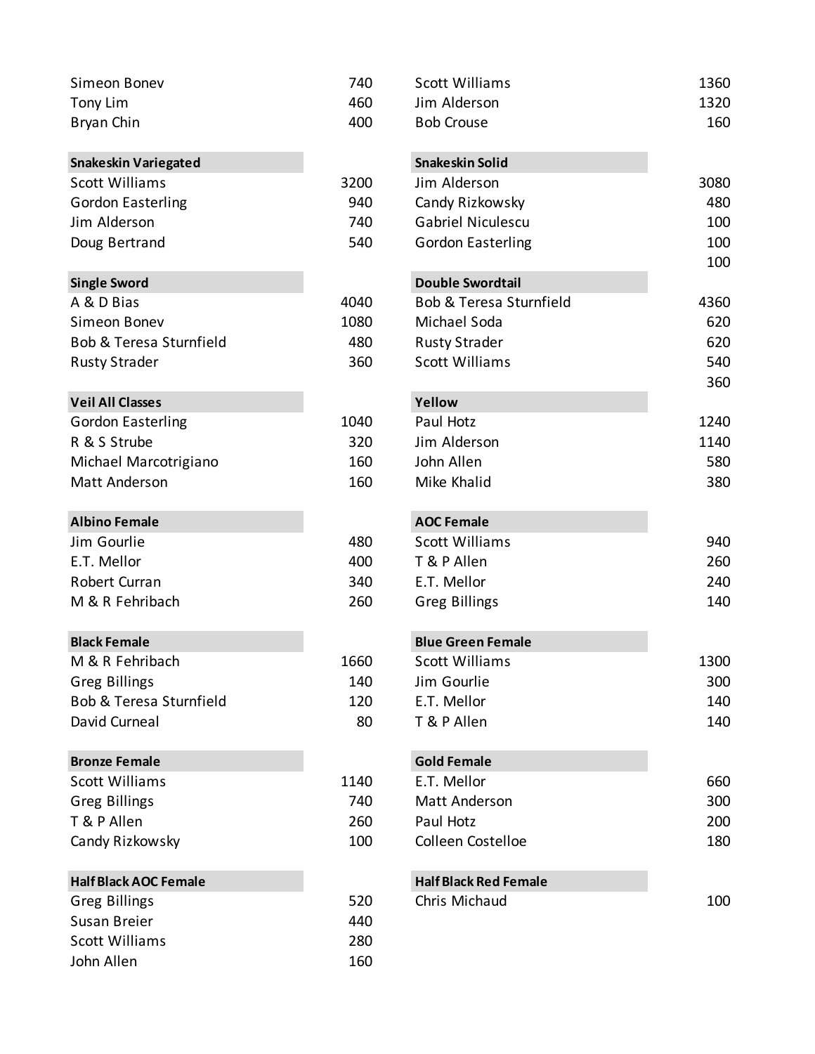| | |
|---|---|
| Simeon Bonev | 740 |
| Tony Lim | 460 |
| Bryan Chin | 400 |

| | |
|---|---|
| Scott Williams | 1360 |
| Jim Alderson | 1320 |
| Bob Crouse | 160 |

| Snakeskin Variegated | |
|---|---|
| Scott Williams | 3200 |
| Gordon Easterling | 940 |
| Jim Alderson | 740 |
| Doug Bertrand | 540 |

| Snakeskin Solid | |
|---|---|
| Jim Alderson | 3080 |
| Candy Rizkowsky | 480 |
| Gabriel Niculescu | 100 |
| Gordon Easterling | 100 |
| | 100 |

| Single Sword | |
|---|---|
| A & D Bias | 4040 |
| Simeon Bonev | 1080 |
| Bob & Teresa Sturnfield | 480 |
| Rusty Strader | 360 |

| Double Swordtail | |
|---|---|
| Bob & Teresa Sturnfield | 4360 |
| Michael Soda | 620 |
| Rusty Strader | 620 |
| Scott Williams | 540 |
| | 360 |

| Veil All Classes | |
|---|---|
| Gordon Easterling | 1040 |
| R & S Strube | 320 |
| Michael Marcotrigiano | 160 |
| Matt Anderson | 160 |

| Yellow | |
|---|---|
| Paul Hotz | 1240 |
| Jim Alderson | 1140 |
| John Allen | 580 |
| Mike Khalid | 380 |

| Albino Female | |
|---|---|
| Jim Gourlie | 480 |
| E.T. Mellor | 400 |
| Robert Curran | 340 |
| M & R Fehribach | 260 |

| AOC Female | |
|---|---|
| Scott Williams | 940 |
| T & P Allen | 260 |
| E.T. Mellor | 240 |
| Greg Billings | 140 |

| Black Female | |
|---|---|
| M & R Fehribach | 1660 |
| Greg Billings | 140 |
| Bob & Teresa Sturnfield | 120 |
| David Curneal | 80 |

| Blue Green Female | |
|---|---|
| Scott Williams | 1300 |
| Jim Gourlie | 300 |
| E.T. Mellor | 140 |
| T & P Allen | 140 |

| Bronze Female | |
|---|---|
| Scott Williams | 1140 |
| Greg Billings | 740 |
| T & P Allen | 260 |
| Candy Rizkowsky | 100 |

| Gold Female | |
|---|---|
| E.T. Mellor | 660 |
| Matt Anderson | 300 |
| Paul Hotz | 200 |
| Colleen Costelloe | 180 |

| Half Black AOC Female | |
|---|---|
| Greg Billings | 520 |
| Susan Breier | 440 |
| Scott Williams | 280 |
| John Allen | 160 |

| Half Black Red Female | |
|---|---|
| Chris Michaud | 100 |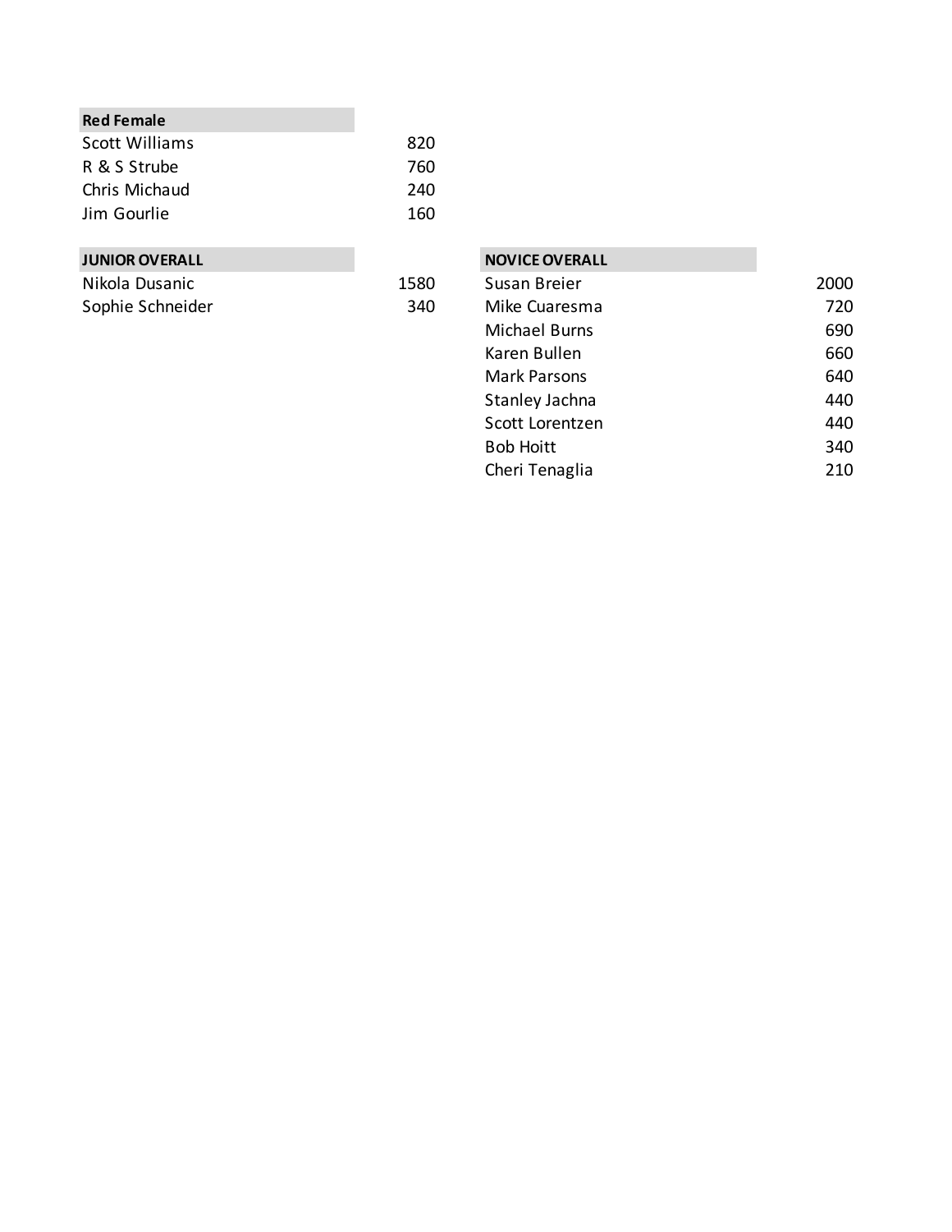| Red Female | |
|---|---|
| Scott Williams | 820 |
| R & S Strube | 760 |
| Chris Michaud | 240 |
| Jim Gourlie | 160 |

| JUNIOR OVERALL | |
|---|---|
| Nikola Dusanic | 1580 |
| Sophie Schneider | 340 |

| NOVICE OVERALL | |
|---|---|
| Susan Breier | 2000 |
| Mike Cuaresma | 720 |
| Michael Burns | 690 |
| Karen Bullen | 660 |
| Mark Parsons | 640 |
| Stanley Jachna | 440 |
| Scott Lorentzen | 440 |
| Bob Hoitt | 340 |
| Cheri Tenaglia | 210 |